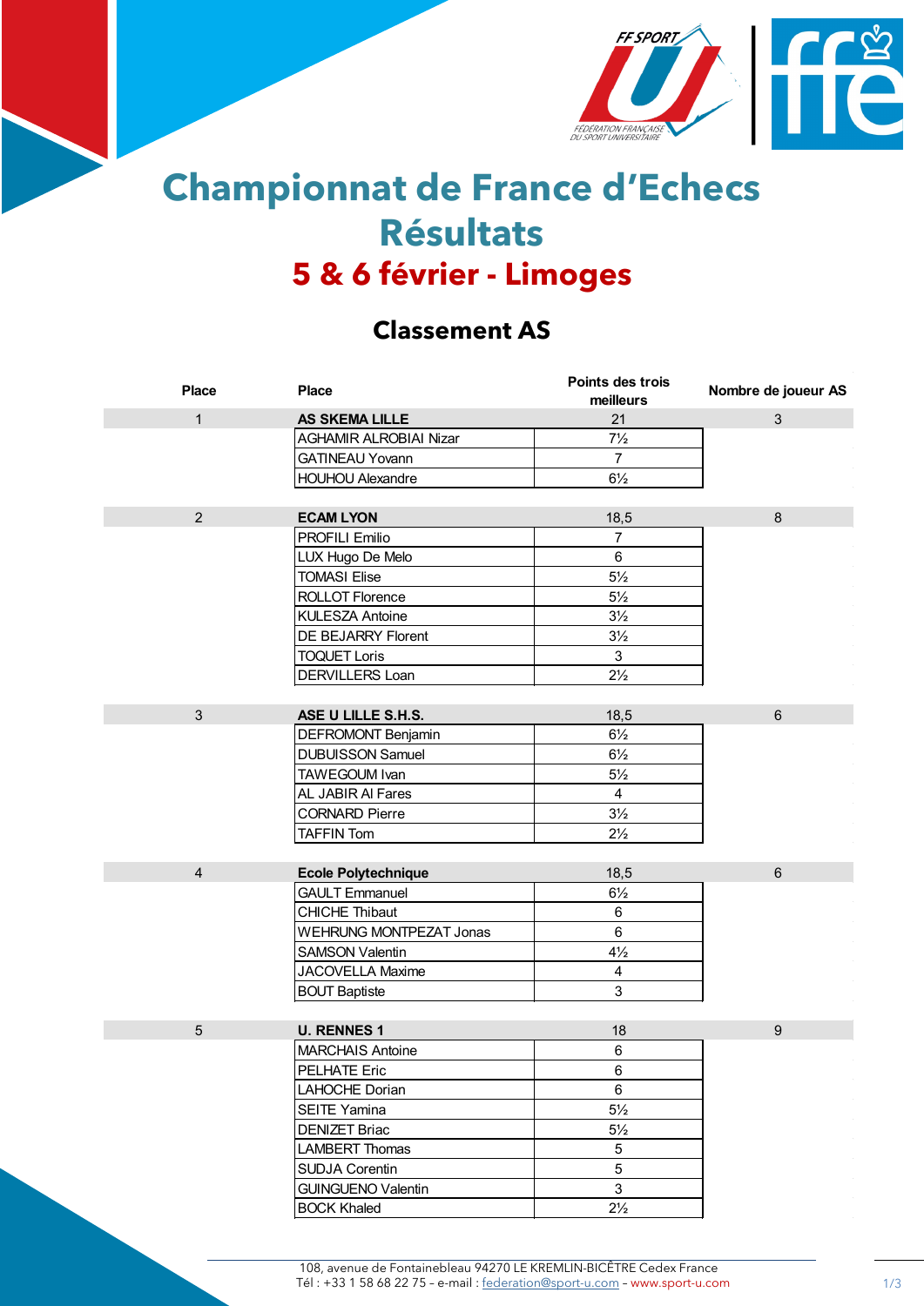# Championnat de France d'Echecs
# Résultats
## 5 & 6 février - Limoges

### Classement AS

| Place | Place | Points des trois meilleurs | Nombre de joueur AS |
|---|---|---|---|
| 1 | **AS SKEMA LILLE** | 21 | 3 |
| | AGHAMIR ALROBIAI Nizar | 7½ | |
| | GATINEAU Yovann | 7 | |
| | HOUHOU Alexandre | 6½ | |
| 2 | **ECAM LYON** | 18,5 | 8 |
| | PROFILI Emilio | 7 | |
| | LUX Hugo De Melo | 6 | |
| | TOMASI Elise | 5½ | |
| | ROLLOT Florence | 5½ | |
| | KULESZA Antoine | 3½ | |
| | DE BEJARRY Florent | 3½ | |
| | TOQUET Loris | 3 | |
| | DERVILLERS Loan | 2½ | |
| 3 | **ASE U LILLE S.H.S.** | 18,5 | 6 |
| | DEFROMONT Benjamin | 6½ | |
| | DUBUISSON Samuel | 6½ | |
| | TAWEGOUM Ivan | 5½ | |
| | AL JABIR Al Fares | 4 | |
| | CORNARD Pierre | 3½ | |
| | TAFFIN Tom | 2½ | |
| 4 | **Ecole Polytechnique** | 18,5 | 6 |
| | GAULT Emmanuel | 6½ | |
| | CHICHE Thibaut | 6 | |
| | WEHRUNG MONTPEZAT Jonas | 6 | |
| | SAMSON Valentin | 4½ | |
| | JACOVELLA Maxime | 4 | |
| | BOUT Baptiste | 3 | |
| 5 | **U. RENNES 1** | 18 | 9 |
| | MARCHAIS Antoine | 6 | |
| | PELHATE Eric | 6 | |
| | LAHOCHE Dorian | 6 | |
| | SEITE Yamina | 5½ | |
| | DENIZET Briac | 5½ | |
| | LAMBERT Thomas | 5 | |
| | SUDJA Corentin | 5 | |
| | GUINGUENO Valentin | 3 | |
| | BOCK Khaled | 2½ | |

108, avenue de Fontainebleau 94270 LE KREMLIN-BICÊTRE Cedex France
Tél : +33 1 58 68 22 75 – e-mail : federation@sport-u.com – www.sport-u.com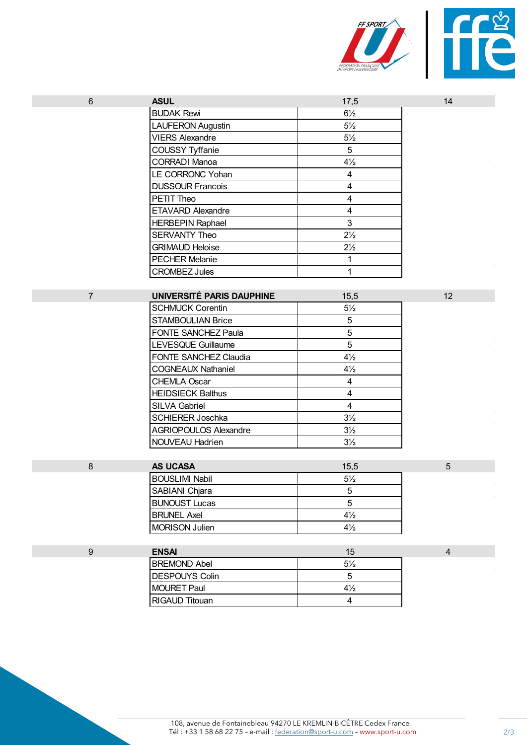| Rang | Équipe / Joueur | Points | |
|---|---|---|---|
| 6 | **ASUL** | 17,5 | 14 |
| | BUDAK Rewi | 6½ | |
| | LAUFERON Augustin | 5½ | |
| | VIERS Alexandre | 5½ | |
| | COUSSY Tyffanie | 5 | |
| | CORRADI Manoa | 4½ | |
| | LE CORRONC Yohan | 4 | |
| | DUSSOUR Francois | 4 | |
| | PETIT Theo | 4 | |
| | ETAVARD Alexandre | 4 | |
| | HERBEPIN Raphael | 3 | |
| | SERVANTY Theo | 2½ | |
| | GRIMAUD Heloise | 2½ | |
| | PECHER Melanie | 1 | |
| | CROMBEZ Jules | 1 | |
| 7 | **UNIVERSITÉ PARIS DAUPHINE** | 15,5 | 12 |
| | SCHMUCK Corentin | 5½ | |
| | STAMBOULIAN Brice | 5 | |
| | FONTE SANCHEZ Paula | 5 | |
| | LEVESQUE Guillaume | 5 | |
| | FONTE SANCHEZ Claudia | 4½ | |
| | COGNEAUX Nathaniel | 4½ | |
| | CHEMLA Oscar | 4 | |
| | HEIDSIECK Balthus | 4 | |
| | SILVA Gabriel | 4 | |
| | SCHIERER Joschka | 3½ | |
| | AGRIOPOULOS Alexandre | 3½ | |
| | NOUVEAU Hadrien | 3½ | |
| 8 | **AS UCASA** | 15,5 | 5 |
| | BOUSLIMI Nabil | 5½ | |
| | SABIANI Chjara | 5 | |
| | BUNOUST Lucas | 5 | |
| | BRUNEL Axel | 4½ | |
| | MORISON Julien | 4½ | |
| 9 | **ENSAI** | 15 | 4 |
| | BREMOND Abel | 5½ | |
| | DESPOUYS Colin | 5 | |
| | MOURET Paul | 4½ | |
| | RIGAUD Titouan | 4 | |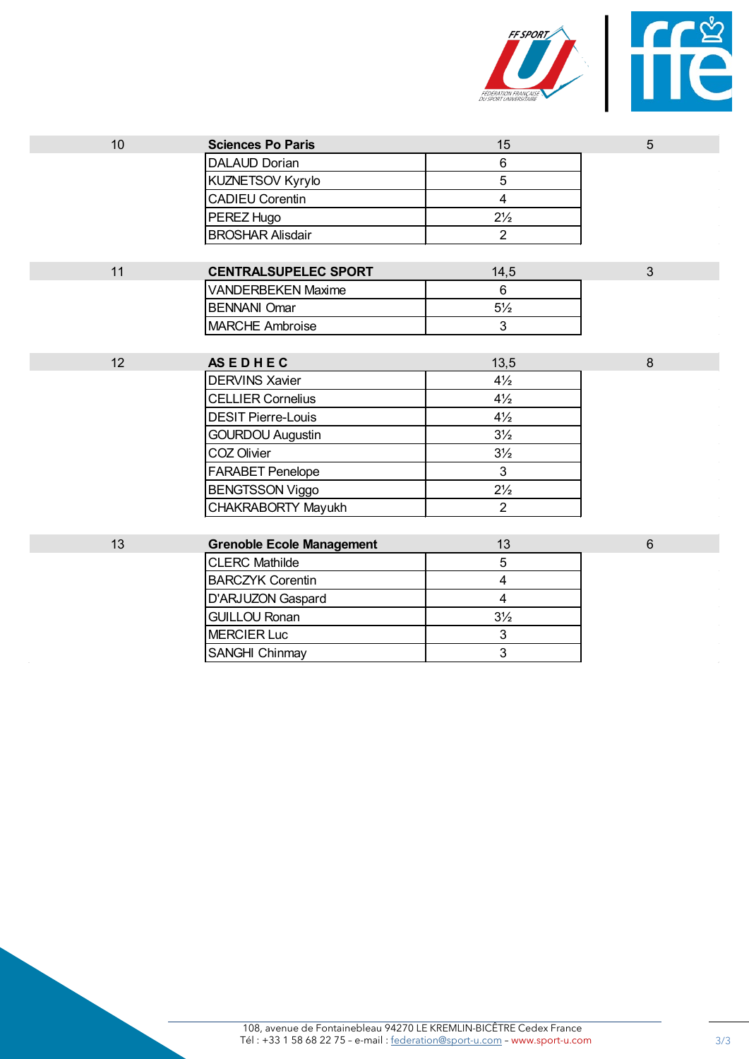| | | | |
|---|---|---|---|
| 10 | **Sciences Po Paris** | 15 | 5 |
| | DALAUD Dorian | 6 | |
| | KUZNETSOV Kyrylo | 5 | |
| | CADIEU Corentin | 4 | |
| | PEREZ Hugo | 2½ | |
| | BROSHAR Alisdair | 2 | |
| 11 | **CENTRALSUPELEC SPORT** | 14,5 | 3 |
| | VANDERBEKEN Maxime | 6 | |
| | BENNANI Omar | 5½ | |
| | MARCHE Ambroise | 3 | |
| 12 | **AS E D H E C** | 13,5 | 8 |
| | DERVINS Xavier | 4½ | |
| | CELLIER Cornelius | 4½ | |
| | DESIT Pierre-Louis | 4½ | |
| | GOURDOU Augustin | 3½ | |
| | COZ Olivier | 3½ | |
| | FARABET Penelope | 3 | |
| | BENGTSSON Viggo | 2½ | |
| | CHAKRABORTY Mayukh | 2 | |
| 13 | **Grenoble Ecole Management** | 13 | 6 |
| | CLERC Mathilde | 5 | |
| | BARCZYK Corentin | 4 | |
| | D'ARJUZON Gaspard | 4 | |
| | GUILLOU Ronan | 3½ | |
| | MERCIER Luc | 3 | |
| | SANGHI Chinmay | 3 | |

108, avenue de Fontainebleau 94270 LE KREMLIN-BICÊTRE Cedex France
Tél : +33 1 58 68 22 75 – e-mail : federation@sport-u.com – www.sport-u.com